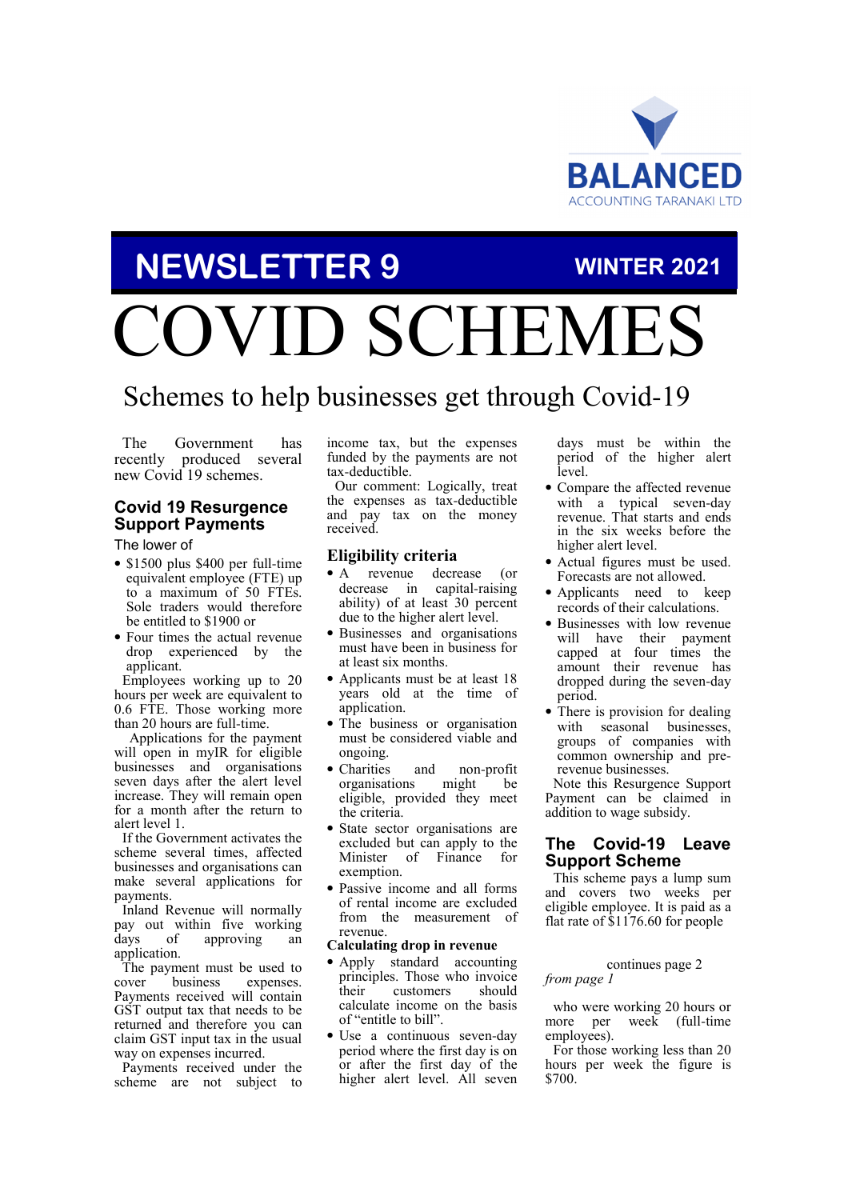BALANCED
ACCOUNTING TARANAKI LTD

# NEWSLETTER 9 — WINTER 2021

# COVID SCHEMES

## Schemes to help businesses get through Covid-19

The Government has recently produced several new Covid 19 schemes.

### Covid 19 Resurgence Support Payments

The lower of

- $1500 plus $400 per full-time equivalent employee (FTE) up to a maximum of 50 FTEs. Sole traders would therefore be entitled to $1900 or
- Four times the actual revenue drop experienced by the applicant.

Employees working up to 20 hours per week are equivalent to 0.6 FTE. Those working more than 20 hours are full-time.

Applications for the payment will open in myIR for eligible businesses and organisations seven days after the alert level increase. They will remain open for a month after the return to alert level 1.

If the Government activates the scheme several times, affected businesses and organisations can make several applications for payments.

Inland Revenue will normally pay out within five working days of approving an application.

The payment must be used to cover business expenses. Payments received will contain GST output tax that needs to be returned and therefore you can claim GST input tax in the usual way on expenses incurred.

Payments received under the scheme are not subject to income tax, but the expenses funded by the payments are not tax-deductible.

Our comment: Logically, treat the expenses as tax-deductible and pay tax on the money received.

### Eligibility criteria

- A revenue decrease (or decrease in capital-raising ability) of at least 30 percent due to the higher alert level.
- Businesses and organisations must have been in business for at least six months.
- Applicants must be at least 18 years old at the time of application.
- The business or organisation must be considered viable and ongoing.
- Charities and non-profit organisations might be eligible, provided they meet the criteria.
- State sector organisations are excluded but can apply to the Minister of Finance for exemption.
- Passive income and all forms of rental income are excluded from the measurement of revenue.

**Calculating drop in revenue**

- Apply standard accounting principles. Those who invoice their customers should calculate income on the basis of "entitle to bill".
- Use a continuous seven-day period where the first day is on or after the first day of the higher alert level. All seven days must be within the period of the higher alert level.
- Compare the affected revenue with a typical seven-day revenue. That starts and ends in the six weeks before the higher alert level.
- Actual figures must be used. Forecasts are not allowed.
- Applicants need to keep records of their calculations.
- Businesses with low revenue will have their payment capped at four times the amount their revenue has dropped during the seven-day period.
- There is provision for dealing with seasonal businesses, groups of companies with common ownership and pre-revenue businesses.

Note this Resurgence Support Payment can be claimed in addition to wage subsidy.

### The Covid-19 Leave Support Scheme

This scheme pays a lump sum and covers two weeks per eligible employee. It is paid as a flat rate of $1176.60 for people

continues page 2

*from page 1*

who were working 20 hours or more per week (full-time employees).

For those working less than 20 hours per week the figure is $700.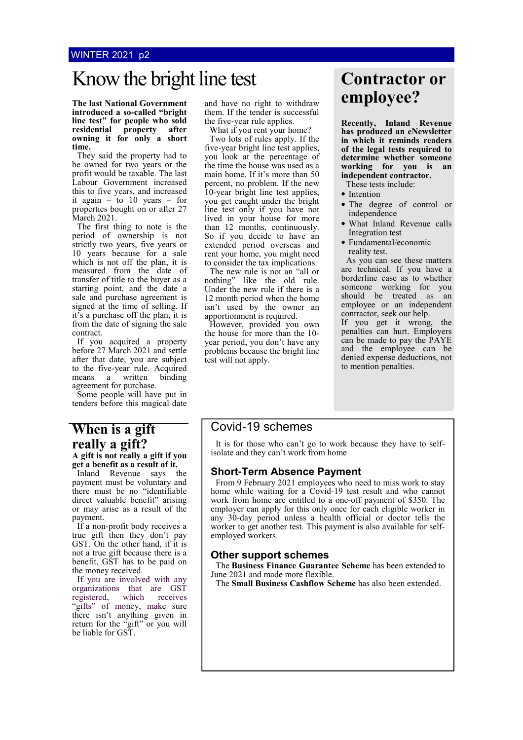# Know the bright line test

**The last National Government introduced a so-called "bright line test" for people who sold residential property after owning it for only a short time.**

They said the property had to be owned for two years or the profit would be taxable. The last Labour Government increased this to five years, and increased it again – to 10 years – for properties bought on or after 27 March 2021.

The first thing to note is the period of ownership is not strictly two years, five years or 10 years because for a sale which is not off the plan, it is measured from the date of transfer of title to the buyer as a starting point, and the date a sale and purchase agreement is signed at the time of selling. If it's a purchase off the plan, it is from the date of signing the sale contract.

If you acquired a property before 27 March 2021 and settle after that date, you are subject to the five-year rule. Acquired means a written binding agreement for purchase.

Some people will have put in tenders before this magical date and have no right to withdraw them. If the tender is successful the five-year rule applies.

What if you rent your home?

Two lots of rules apply. If the five-year bright line test applies, you look at the percentage of the time the house was used as a main home. If it's more than 50 percent, no problem. If the new 10-year bright line test applies, you get caught under the bright line test only if you have not lived in your house for more than 12 months, continuously. So if you decide to have an extended period overseas and rent your home, you might need to consider the tax implications.

The new rule is not an "all or nothing" like the old rule. Under the new rule if there is a 12 month period when the home isn't used by the owner an apportionment is required.

However, provided you own the house for more than the 10-year period, you don't have any problems because the bright line test will not apply.

# Contractor or employee?

**Recently, Inland Revenue has produced an eNewsletter in which it reminds readers of the legal tests required to determine whether someone working for you is an independent contractor.**

These tests include:

- Intention
- The degree of control or independence
- What Inland Revenue calls Integration test
- Fundamental/economic reality test.

As you can see these matters are technical. If you have a borderline case as to whether someone working for you should be treated as an employee or an independent contractor, seek our help.

If you get it wrong, the penalties can hurt. Employers can be made to pay the PAYE and the employee can be denied expense deductions, not to mention penalties.

# When is a gift really a gift?

**A gift is not really a gift if you get a benefit as a result of it.**

Inland Revenue says the payment must be voluntary and there must be no "identifiable direct valuable benefit" arising or may arise as a result of the payment.

If a non-profit body receives a true gift then they don't pay GST. On the other hand, if it is not a true gift because there is a benefit, GST has to be paid on the money received.

If you are involved with any organizations that are GST registered, which receives "gifts" of money, make sure there isn't anything given in return for the "gift" or you will be liable for GST.

# Covid-19 schemes

It is for those who can't go to work because they have to self-isolate and they can't work from home

## Short-Term Absence Payment

From 9 February 2021 employees who need to miss work to stay home while waiting for a Covid-19 test result and who cannot work from home are entitled to a one-off payment of $350. The employer can apply for this only once for each eligible worker in any 30-day period unless a health official or doctor tells the worker to get another test. This payment is also available for self-employed workers.

## Other support schemes

The **Business Finance Guarantee Scheme** has been extended to June 2021 and made more flexible.

The **Small Business Cashflow Scheme** has also been extended.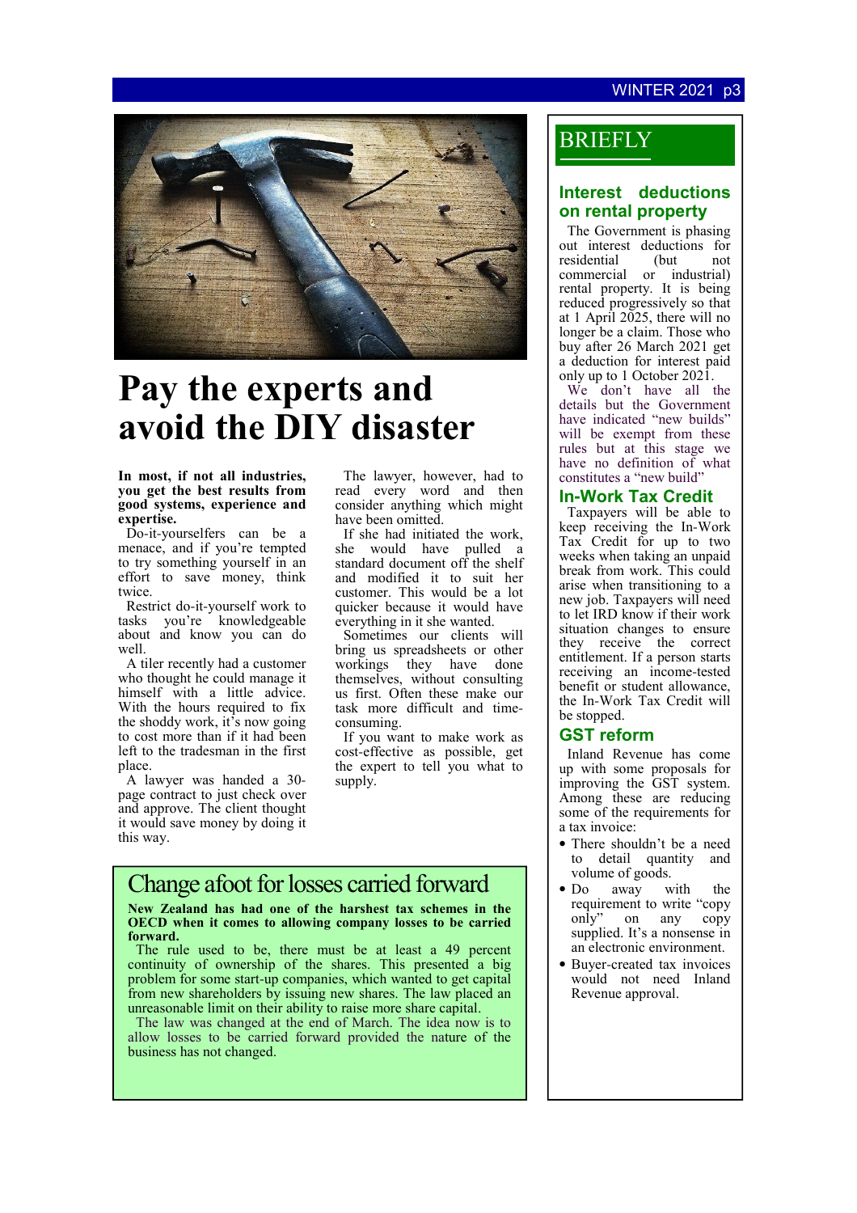# Pay the experts and avoid the DIY disaster

**In most, if not all industries, you get the best results from good systems, experience and expertise.**

Do-it-yourselfers can be a menace, and if you're tempted to try something yourself in an effort to save money, think twice.

Restrict do-it-yourself work to tasks you're knowledgeable about and know you can do well.

A tiler recently had a customer who thought he could manage it himself with a little advice. With the hours required to fix the shoddy work, it's now going to cost more than if it had been left to the tradesman in the first place.

A lawyer was handed a 30-page contract to just check over and approve. The client thought it would save money by doing it this way.

The lawyer, however, had to read every word and then consider anything which might have been omitted.

If she had initiated the work, she would have pulled a standard document off the shelf and modified it to suit her customer. This would be a lot quicker because it would have everything in it she wanted.

Sometimes our clients will bring us spreadsheets or other workings they have done themselves, without consulting us first. Often these make our task more difficult and time-consuming.

If you want to make work as cost-effective as possible, get the expert to tell you what to supply.

## Change afoot for losses carried forward

**New Zealand has had one of the harshest tax schemes in the OECD when it comes to allowing company losses to be carried forward.**

The rule used to be, there must be at least a 49 percent continuity of ownership of the shares. This presented a big problem for some start-up companies, which wanted to get capital from new shareholders by issuing new shares. The law placed an unreasonable limit on their ability to raise more share capital.

The law was changed at the end of March. The idea now is to allow losses to be carried forward provided the nature of the business has not changed.

## BRIEFLY

### Interest deductions on rental property

The Government is phasing out interest deductions for residential (but not commercial or industrial) rental property. It is being reduced progressively so that at 1 April 2025, there will no longer be a claim. Those who buy after 26 March 2021 get a deduction for interest paid only up to 1 October 2021.

We don't have all the details but the Government have indicated "new builds" will be exempt from these rules but at this stage we have no definition of what constitutes a "new build"

### In-Work Tax Credit

Taxpayers will be able to keep receiving the In-Work Tax Credit for up to two weeks when taking an unpaid break from work. This could arise when transitioning to a new job. Taxpayers will need to let IRD know if their work situation changes to ensure they receive the correct entitlement. If a person starts receiving an income-tested benefit or student allowance, the In-Work Tax Credit will be stopped.

### GST reform

Inland Revenue has come up with some proposals for improving the GST system. Among these are reducing some of the requirements for a tax invoice:

- There shouldn't be a need to detail quantity and volume of goods.
- Do away with the requirement to write "copy only" on any copy supplied. It's a nonsense in an electronic environment.
- Buyer-created tax invoices would not need Inland Revenue approval.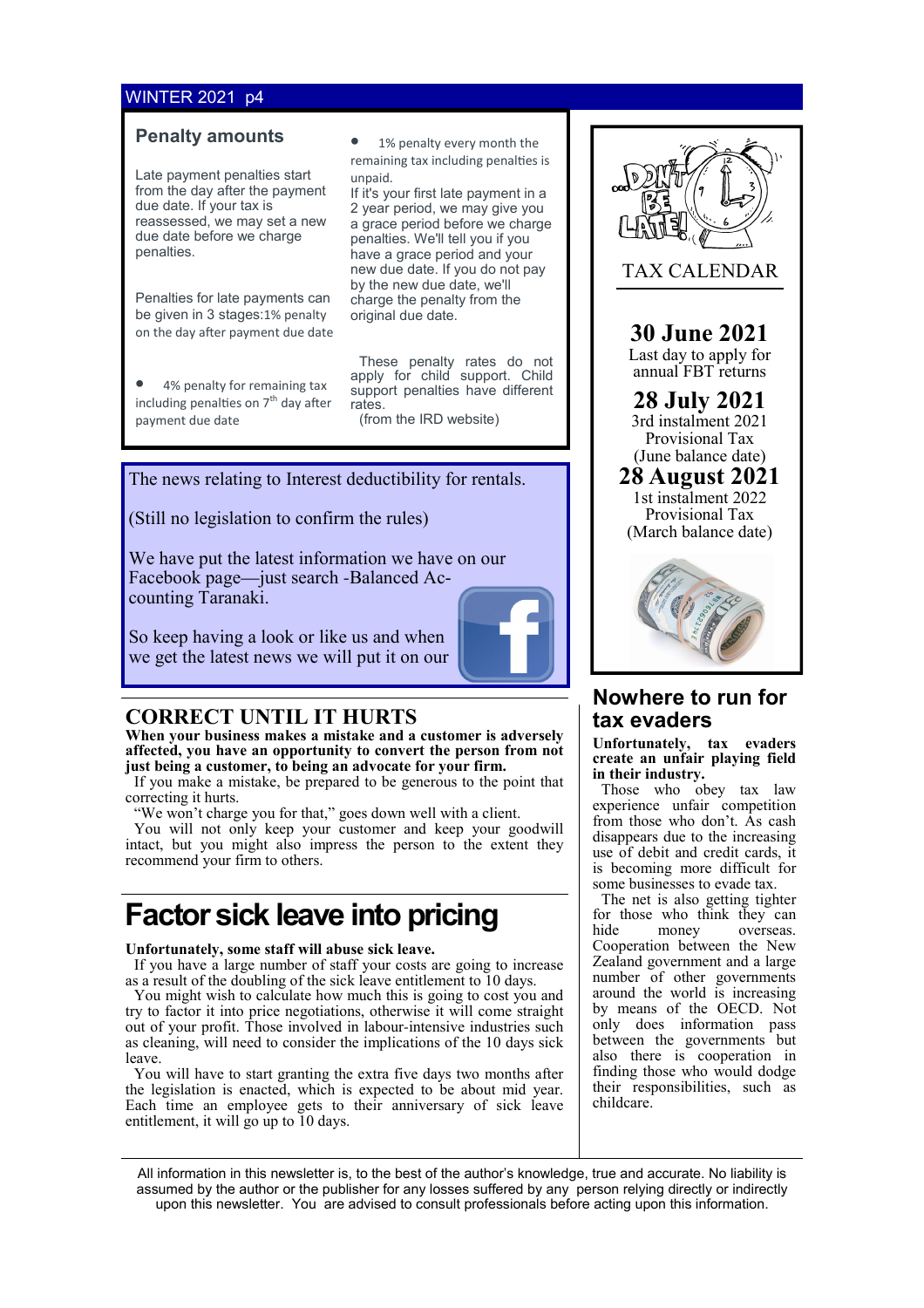## Penalty amounts

Late payment penalties start from the day after the payment due date. If your tax is reassessed, we may set a new due date before we charge penalties.

Penalties for late payments can be given in 3 stages: 1% penalty on the day after payment due date

- 4% penalty for remaining tax including penalties on 7th day after payment due date
- 1% penalty every month the remaining tax including penalties is unpaid.

If it's your first late payment in a 2 year period, we may give you a grace period before we charge penalties. We'll tell you if you have a grace period and your new due date. If you do not pay by the new due date, we'll charge the penalty from the original due date.

These penalty rates do not apply for child support. Child support penalties have different rates.
(from the IRD website)

The news relating to Interest deductibility for rentals.

(Still no legislation to confirm the rules)

We have put the latest information we have on our Facebook page—just search -Balanced Accounting Taranaki.

So keep having a look or like us and when we get the latest news we will put it on our

## CORRECT UNTIL IT HURTS

**When your business makes a mistake and a customer is adversely affected, you have an opportunity to convert the person from not just being a customer, to being an advocate for your firm.**

If you make a mistake, be prepared to be generous to the point that correcting it hurts.

"We won't charge you for that," goes down well with a client.

You will not only keep your customer and keep your goodwill intact, but you might also impress the person to the extent they recommend your firm to others.

# Factor sick leave into pricing

**Unfortunately, some staff will abuse sick leave.**

If you have a large number of staff your costs are going to increase as a result of the doubling of the sick leave entitlement to 10 days.

You might wish to calculate how much this is going to cost you and try to factor it into price negotiations, otherwise it will come straight out of your profit. Those involved in labour-intensive industries such as cleaning, will need to consider the implications of the 10 days sick leave.

You will have to start granting the extra five days two months after the legislation is enacted, which is expected to be about mid year. Each time an employee gets to their anniversary of sick leave entitlement, it will go up to 10 days.

## TAX CALENDAR

**30 June 2021**
Last day to apply for annual FBT returns

**28 July 2021**
3rd instalment 2021 Provisional Tax (June balance date)

**28 August 2021**
1st instalment 2022 Provisional Tax (March balance date)

## Nowhere to run for tax evaders

**Unfortunately, tax evaders create an unfair playing field in their industry.**

Those who obey tax law experience unfair competition from those who don't. As cash disappears due to the increasing use of debit and credit cards, it is becoming more difficult for some businesses to evade tax.

The net is also getting tighter for those who think they can hide money overseas. Cooperation between the New Zealand government and a large number of other governments around the world is increasing by means of the OECD. Not only does information pass between the governments but also there is cooperation in finding those who would dodge their responsibilities, such as childcare.

All information in this newsletter is, to the best of the author's knowledge, true and accurate. No liability is assumed by the author or the publisher for any losses suffered by any person relying directly or indirectly upon this newsletter. You are advised to consult professionals before acting upon this information.